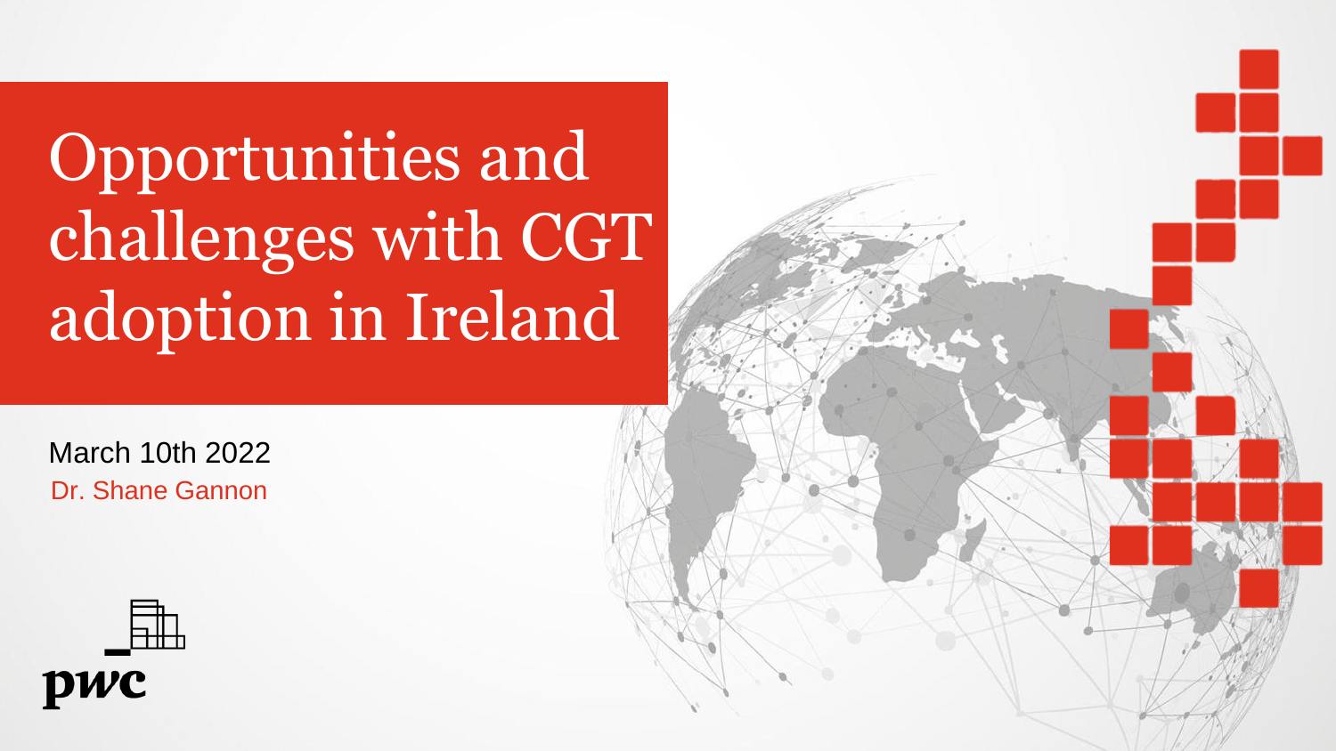# Opportunities and challenges with CGT adoption in Ireland

March 10th 2022

Dr. Shane Gannon

pwc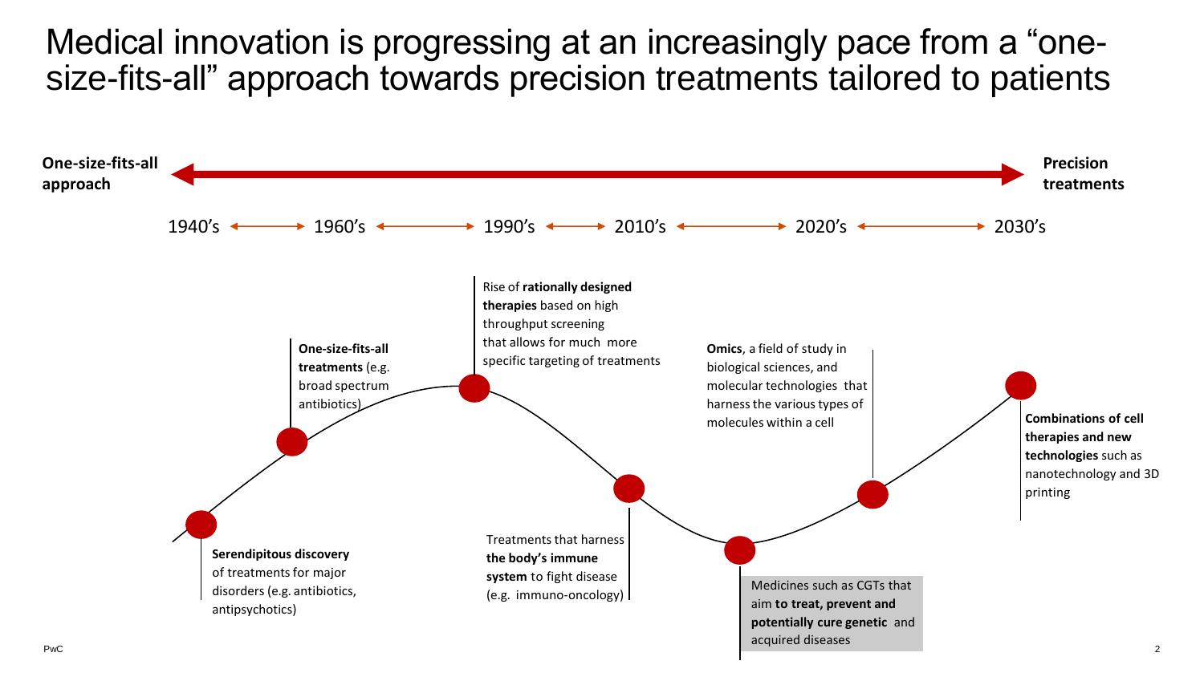# Medical innovation is progressing at an increasingly pace from a "one-size-fits-all" approach towards precision treatments tailored to patients

**One-size-fits-all approach** ⟷ **Precision treatments**

1940's ⟷ 1960's ⟷ 1990's ⟷ 2010's ⟷ 2020's ⟷ 2030's

- **Serendipitous discovery** of treatments for major disorders (e.g. antibiotics, antipsychotics)
- **One-size-fits-all treatments** (e.g. broad spectrum antibiotics)
- Rise of **rationally designed therapies** based on high throughput screening that allows for much more specific targeting of treatments
- Treatments that harness **the body's immune system** to fight disease (e.g. immuno-oncology)
- Medicines such as CGTs that aim **to treat, prevent and potentially cure genetic** and acquired diseases
- **Omics**, a field of study in biological sciences, and molecular technologies that harness the various types of molecules within a cell
- **Combinations of cell therapies and new technologies** such as nanotechnology and 3D printing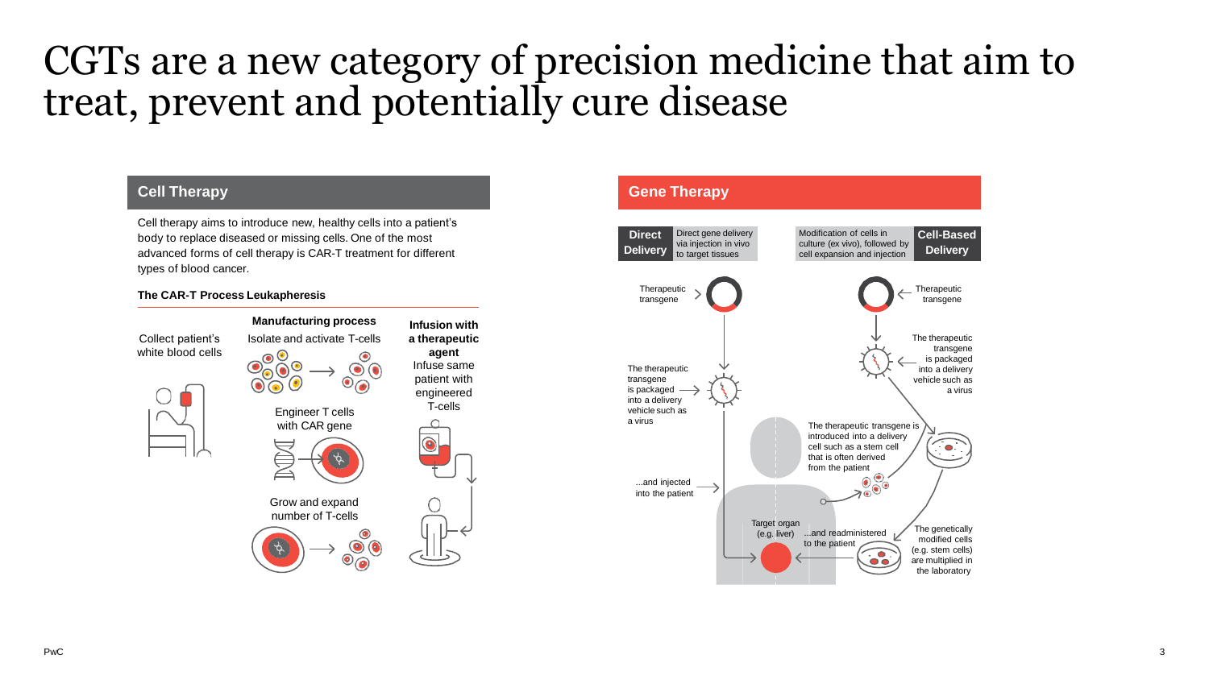# CGTs are a new category of precision medicine that aim to treat, prevent and potentially cure disease

## Cell Therapy

Cell therapy aims to introduce new, healthy cells into a patient's body to replace diseased or missing cells. One of the most advanced forms of cell therapy is CAR-T treatment for different types of blood cancer.

**The CAR-T Process Leukapheresis**

Collect patient's white blood cells

**Manufacturing process**

Isolate and activate T-cells

Engineer T cells with CAR gene

Grow and expand number of T-cells

**Infusion with a therapeutic agent**

Infuse same patient with engineered T-cells

## Gene Therapy

**Direct Delivery** — Direct gene delivery via injection in vivo to target tissues

Therapeutic transgene

The therapeutic transgene is packaged into a delivery vehicle such as a virus

...and injected into the patient

Target organ (e.g. liver)

**Cell-Based Delivery** — Modification of cells in culture (ex vivo), followed by cell expansion and injection

Therapeutic transgene

The therapeutic transgene is packaged into a delivery vehicle such as a virus

The therapeutic transgene is introduced into a delivery cell such as a stem cell that is often derived from the patient

The genetically modified cells (e.g. stem cells) are multiplied in the laboratory

...and readministered to the patient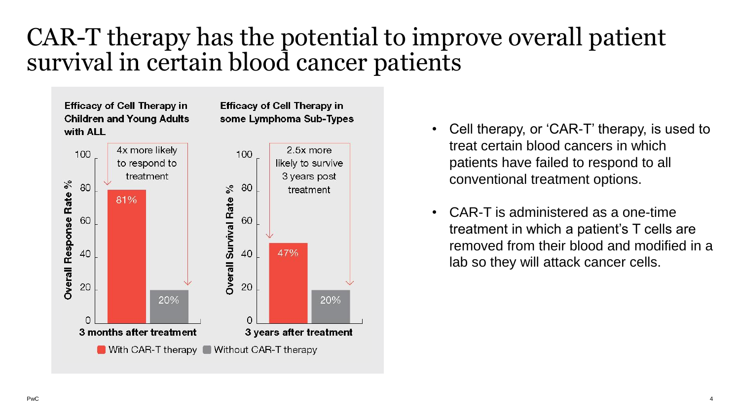# CAR-T therapy has the potential to improve overall patient survival in certain blood cancer patients

**Efficacy of Cell Therapy in Children and Young Adults with ALL**

Overall Response Rate %

4x more likely to respond to treatment

| 3 months after treatment | Overall Response Rate % |
| --- | --- |
| With CAR-T therapy | 81% |
| Without CAR-T therapy | 20% |

**Efficacy of Cell Therapy in some Lymphoma Sub-Types**

Overall Survival Rate %

2.5x more likely to survive 3 years post treatment

| 3 years after treatment | Overall Survival Rate % |
| --- | --- |
| With CAR-T therapy | 47% |
| Without CAR-T therapy | 20% |

- Cell therapy, or 'CAR-T' therapy, is used to treat certain blood cancers in which patients have failed to respond to all conventional treatment options.
- CAR-T is administered as a one-time treatment in which a patient's T cells are removed from their blood and modified in a lab so they will attack cancer cells.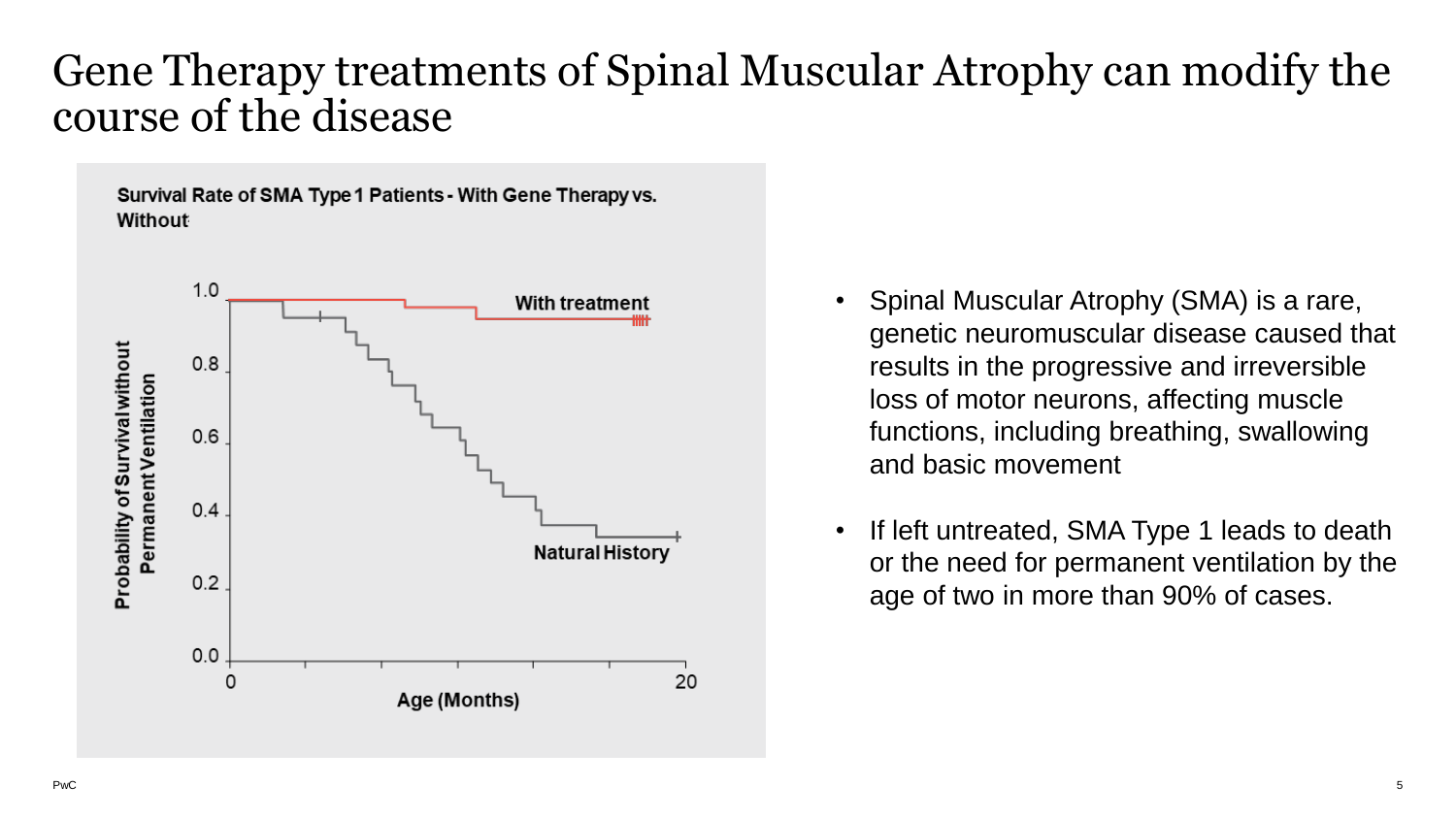# Gene Therapy treatments of Spinal Muscular Atrophy can modify the course of the disease

**Survival Rate of SMA Type 1 Patients - With Gene Therapy vs. Without**

- Spinal Muscular Atrophy (SMA) is a rare, genetic neuromuscular disease caused that results in the progressive and irreversible loss of motor neurons, affecting muscle functions, including breathing, swallowing and basic movement
- If left untreated, SMA Type 1 leads to death or the need for permanent ventilation by the age of two in more than 90% of cases.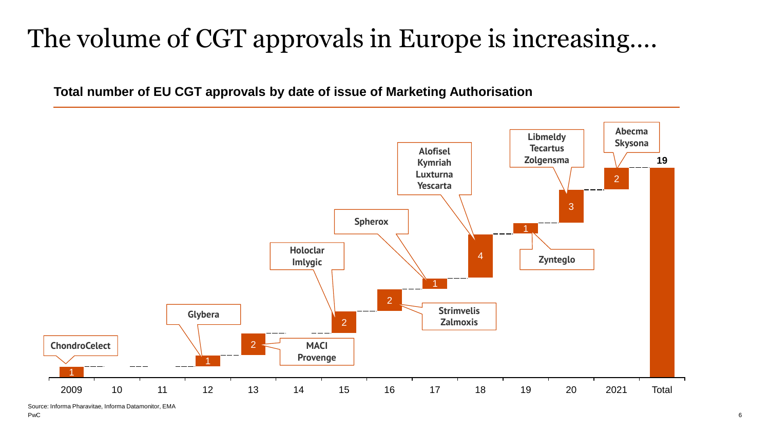# The volume of CGT approvals in Europe is increasing….

**Total number of EU CGT approvals by date of issue of Marketing Authorisation**

| Year | Approvals | Products |
|---|---|---|
| 2009 | 1 | ChondroCelect |
| 10 | | |
| 11 | | |
| 12 | 1 | Glybera |
| 13 | 2 | MACI, Provenge |
| 14 | | |
| 15 | 2 | Holoclar, Imlygic |
| 16 | 2 | Strimvelis, Zalmoxis |
| 17 | 1 | Spherox |
| 18 | 4 | Alofisel, Kymriah, Luxturna, Yescarta |
| 19 | 1 | Zynteglo |
| 20 | 3 | Libmeldy, Tecartus, Zolgensma |
| 2021 | 2 | Abecma, Skysona |
| Total | 19 | |

Source: Informa Pharavitae, Informa Datamonitor, EMA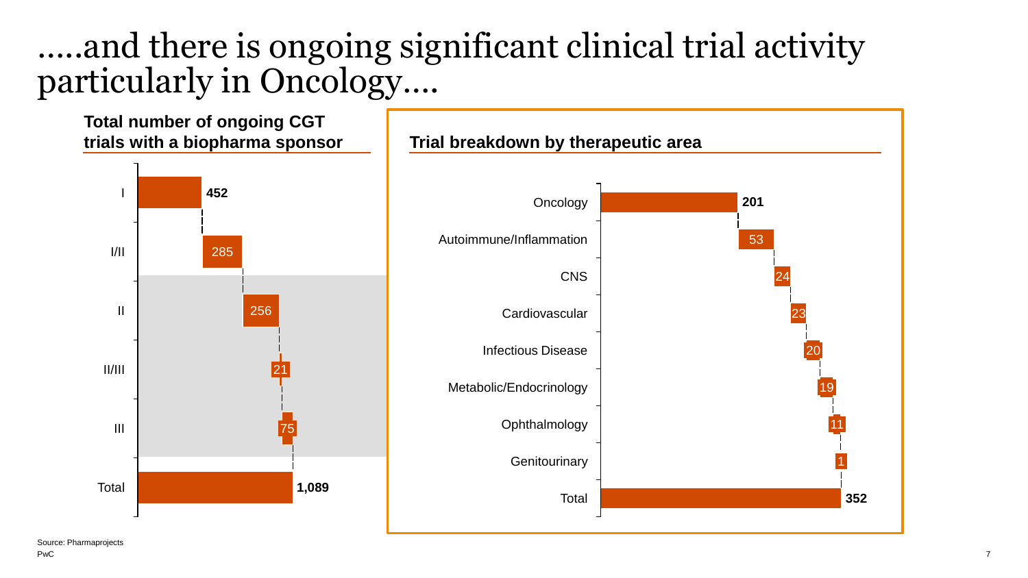# .....and there is ongoing significant clinical trial activity particularly in Oncology....

**Total number of ongoing CGT trials with a biopharma sponsor**

| Phase | Number of trials |
| --- | --- |
| I | 452 |
| I/II | 285 |
| II | 256 |
| II/III | 21 |
| III | 75 |
| Total | 1,089 |

**Trial breakdown by therapeutic area**

| Therapeutic area | Number of trials |
| --- | --- |
| Oncology | 201 |
| Autoimmune/Inflammation | 53 |
| CNS | 24 |
| Cardiovascular | 23 |
| Infectious Disease | 20 |
| Metabolic/Endocrinology | 19 |
| Ophthalmology | 11 |
| Genitourinary | 1 |
| Total | 352 |

Source: Pharmaprojects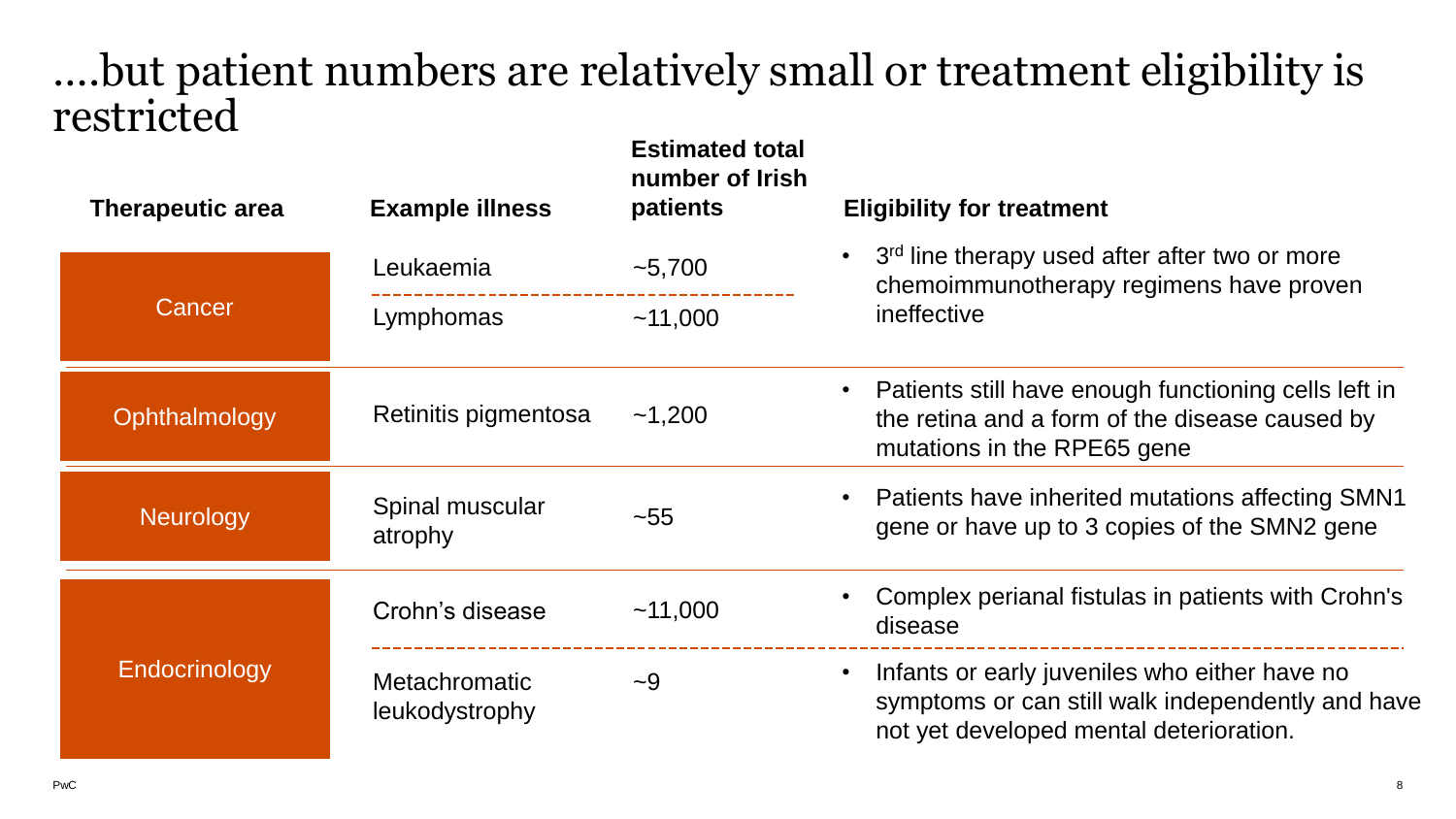# ....but patient numbers are relatively small or treatment eligibility is restricted

| Therapeutic area | Example illness | Estimated total number of Irish patients | Eligibility for treatment |
| --- | --- | --- | --- |
| Cancer | Leukaemia | ~5,700 | • 3rd line therapy used after after two or more chemoimmunotherapy regimens have proven ineffective |
| | Lymphomas | ~11,000 | |
| Ophthalmology | Retinitis pigmentosa | ~1,200 | • Patients still have enough functioning cells left in the retina and a form of the disease caused by mutations in the RPE65 gene |
| Neurology | Spinal muscular atrophy | ~55 | • Patients have inherited mutations affecting SMN1 gene or have up to 3 copies of the SMN2 gene |
| Endocrinology | Crohn's disease | ~11,000 | • Complex perianal fistulas in patients with Crohn's disease |
| | Metachromatic leukodystrophy | ~9 | • Infants or early juveniles who either have no symptoms or can still walk independently and have not yet developed mental deterioration. |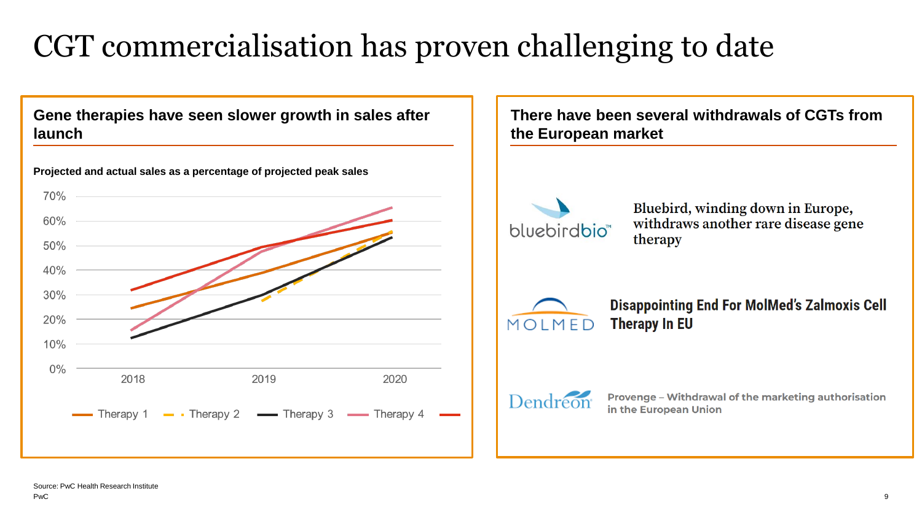# CGT commercialisation has proven challenging to date

## Gene therapies have seen slower growth in sales after launch

**Projected and actual sales as a percentage of projected peak sales**

70%
60%
50%
40%
30%
20%
10%
0%

2018 2019 2020

Therapy 1 Therapy 2 Therapy 3 Therapy 4

## There have been several withdrawals of CGTs from the European market

bluebirdbio™

Bluebird, winding down in Europe, withdraws another rare disease gene therapy

MOLMED

**Disappointing End For MolMed's Zalmoxis Cell Therapy In EU**

Dendreon

**Provenge – Withdrawal of the marketing authorisation in the European Union**

Source: PwC Health Research Institute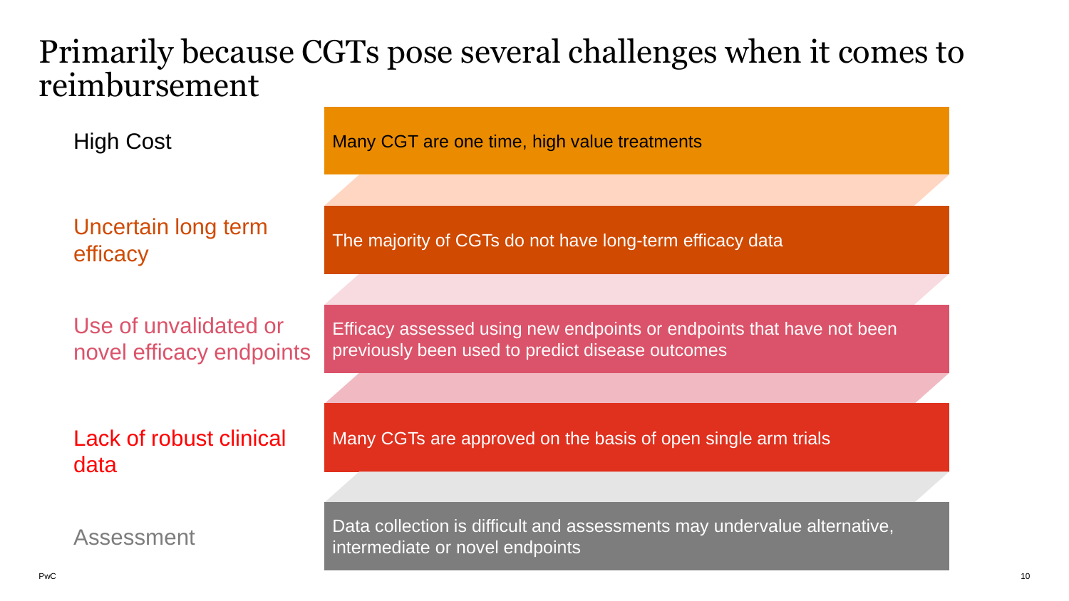# Primarily because CGTs pose several challenges when it comes to reimbursement

| Challenge | Description |
| --- | --- |
| High Cost | Many CGT are one time, high value treatments |
| Uncertain long term efficacy | The majority of CGTs do not have long-term efficacy data |
| Use of unvalidated or novel efficacy endpoints | Efficacy assessed using new endpoints or endpoints that have not been previously been used to predict disease outcomes |
| Lack of robust clinical data | Many CGTs are approved on the basis of open single arm trials |
| Assessment | Data collection is difficult and assessments may undervalue alternative, intermediate or novel endpoints |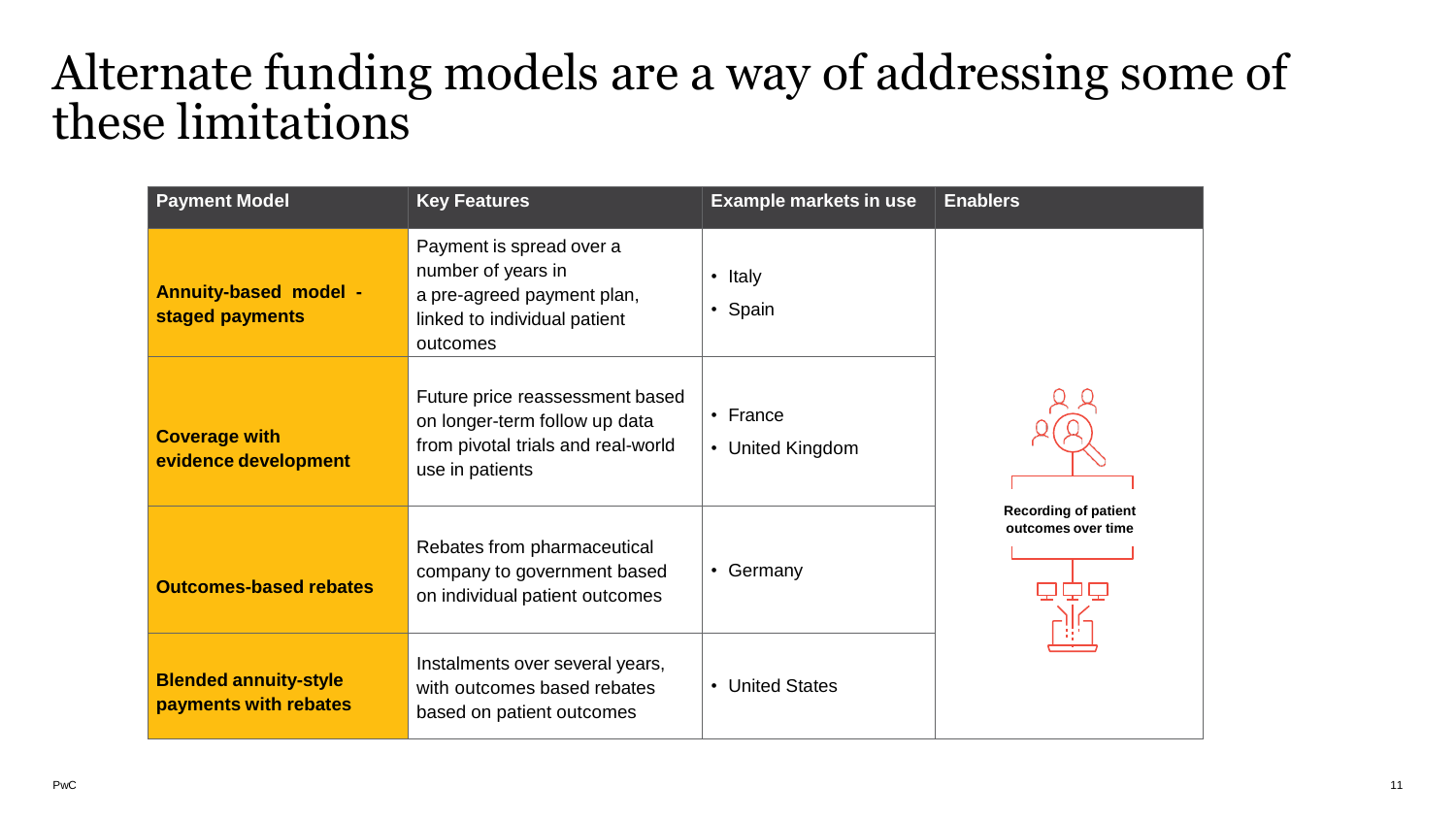# Alternate funding models are a way of addressing some of these limitations

| Payment Model | Key Features | Example markets in use | Enablers |
|---|---|---|---|
| **Annuity-based model - staged payments** | Payment is spread over a number of years in a pre-agreed payment plan, linked to individual patient outcomes | • Italy<br>• Spain | **Recording of patient outcomes over time** |
| **Coverage with evidence development** | Future price reassessment based on longer-term follow up data from pivotal trials and real-world use in patients | • France<br>• United Kingdom | |
| **Outcomes-based rebates** | Rebates from pharmaceutical company to government based on individual patient outcomes | • Germany | |
| **Blended annuity-style payments with rebates** | Instalments over several years, with outcomes based rebates based on patient outcomes | • United States | |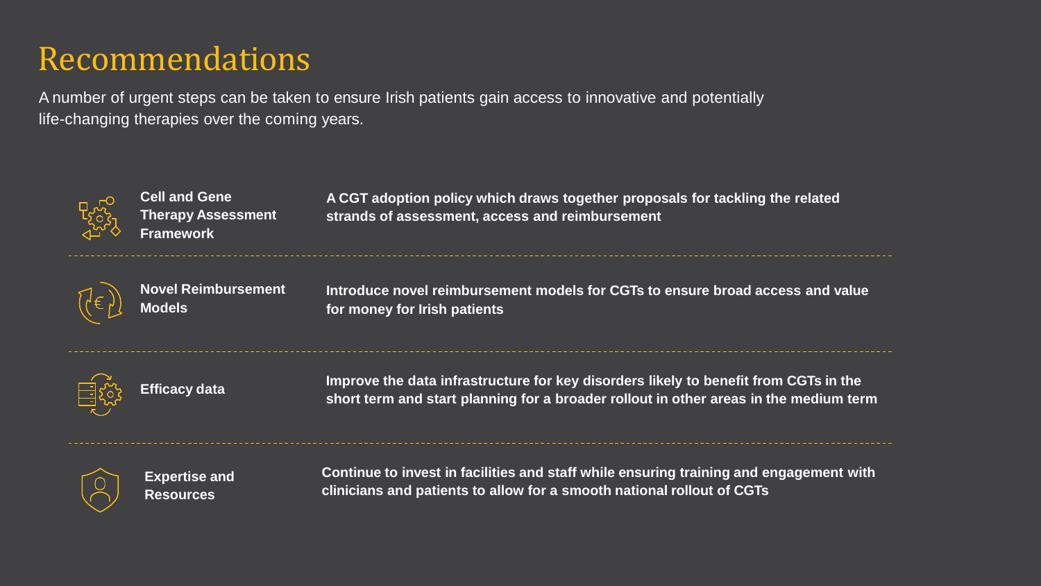# Recommendations

A number of urgent steps can be taken to ensure Irish patients gain access to innovative and potentially life-changing therapies over the coming years.

| | |
|---|---|
| **Cell and Gene Therapy Assessment Framework** | **A CGT adoption policy which draws together proposals for tackling the related strands of assessment, access and reimbursement** |
| **Novel Reimbursement Models** | **Introduce novel reimbursement models for CGTs to ensure broad access and value for money for Irish patients** |
| **Efficacy data** | **Improve the data infrastructure for key disorders likely to benefit from CGTs in the short term and start planning for a broader rollout in other areas in the medium term** |
| **Expertise and Resources** | **Continue to invest in facilities and staff while ensuring training and engagement with clinicians and patients to allow for a smooth national rollout of CGTs** |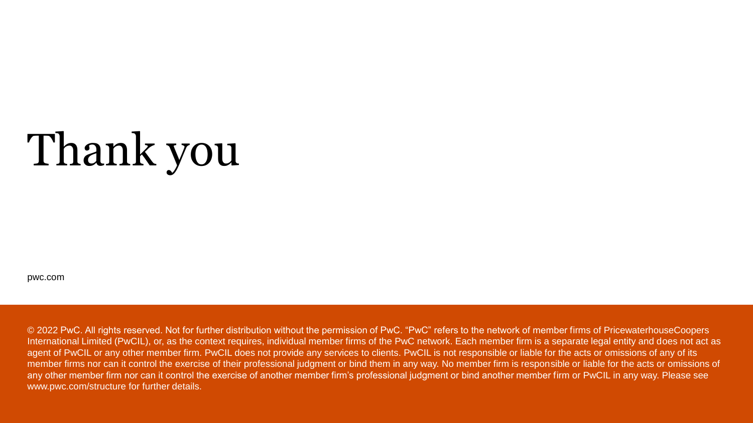# Thank you

pwc.com

© 2022 PwC. All rights reserved. Not for further distribution without the permission of PwC. “PwC” refers to the network of member firms of PricewaterhouseCoopers International Limited (PwCIL), or, as the context requires, individual member firms of the PwC network. Each member firm is a separate legal entity and does not act as agent of PwCIL or any other member firm. PwCIL does not provide any services to clients. PwCIL is not responsible or liable for the acts or omissions of any of its member firms nor can it control the exercise of their professional judgment or bind them in any way. No member firm is responsible or liable for the acts or omissions of any other member firm nor can it control the exercise of another member firm’s professional judgment or bind another member firm or PwCIL in any way. Please see www.pwc.com/structure for further details.